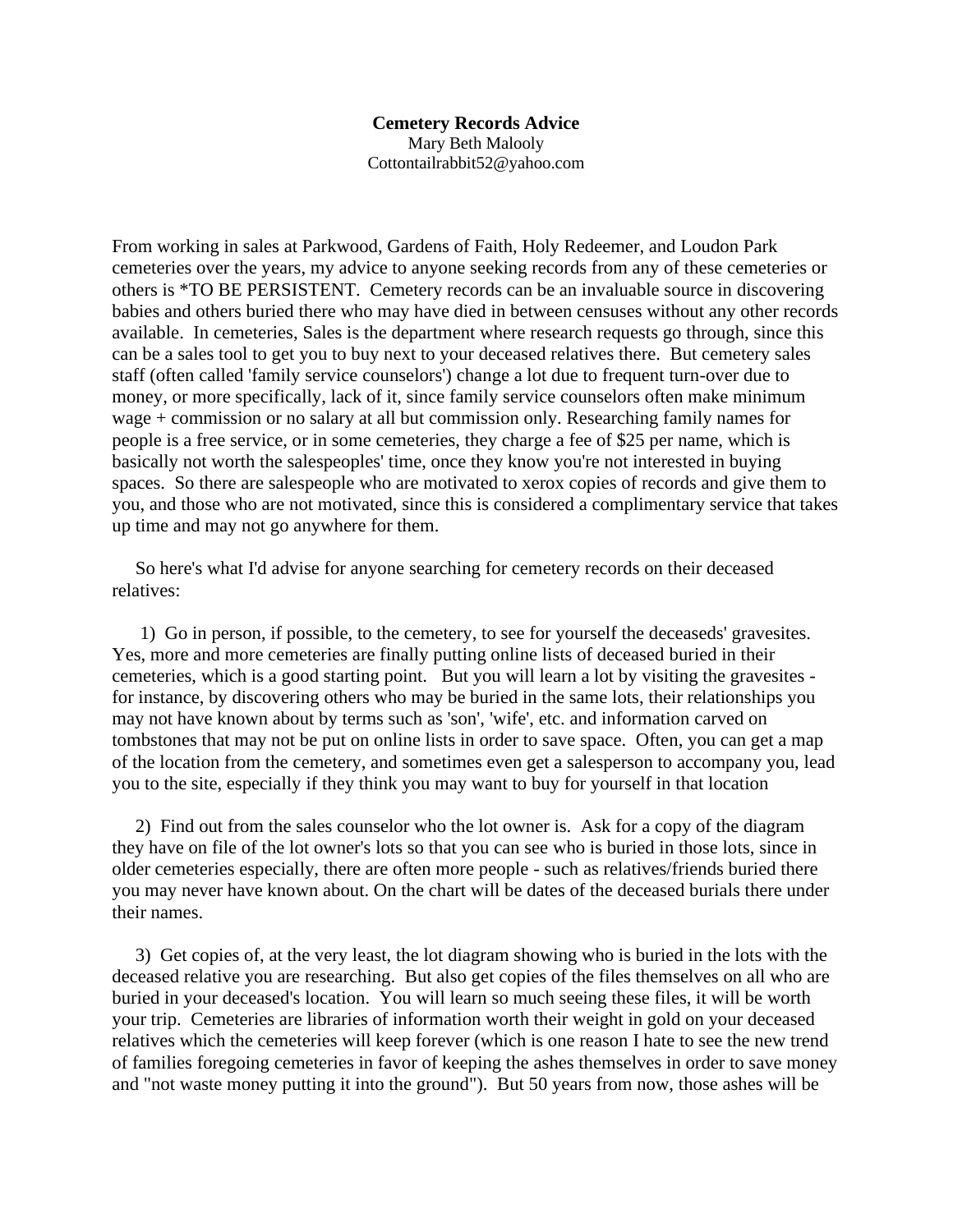**Cemetery Records Advice**

Mary Beth Malooly

Cottontailrabbit52@yahoo.com

From working in sales at Parkwood, Gardens of Faith, Holy Redeemer, and Loudon Park cemeteries over the years, my advice to anyone seeking records from any of these cemeteries or others is *TO BE PERSISTENT. Cemetery records can be an invaluable source in discovering babies and others buried there who may have died in between censuses without any other records available. In cemeteries, Sales is the department where research requests go through, since this can be a sales tool to get you to buy next to your deceased relatives there. But cemetery sales staff (often called 'family service counselors') change a lot due to frequent turn-over due to money, or more specifically, lack of it, since family service counselors often make minimum wage + commission or no salary at all but commission only. Researching family names for people is a free service, or in some cemeteries, they charge a fee of $25 per name, which is basically not worth the salespeoples' time, once they know you're not interested in buying spaces. So there are salespeople who are motivated to xerox copies of records and give them to you, and those who are not motivated, since this is considered a complimentary service that takes up time and may not go anywhere for them.

So here's what I'd advise for anyone searching for cemetery records on their deceased relatives:

1) Go in person, if possible, to the cemetery, to see for yourself the deceaseds' gravesites. Yes, more and more cemeteries are finally putting online lists of deceased buried in their cemeteries, which is a good starting point. But you will learn a lot by visiting the gravesites - for instance, by discovering others who may be buried in the same lots, their relationships you may not have known about by terms such as 'son', 'wife', etc. and information carved on tombstones that may not be put on online lists in order to save space. Often, you can get a map of the location from the cemetery, and sometimes even get a salesperson to accompany you, lead you to the site, especially if they think you may want to buy for yourself in that location

2) Find out from the sales counselor who the lot owner is. Ask for a copy of the diagram they have on file of the lot owner's lots so that you can see who is buried in those lots, since in older cemeteries especially, there are often more people - such as relatives/friends buried there you may never have known about. On the chart will be dates of the deceased burials there under their names.

3) Get copies of, at the very least, the lot diagram showing who is buried in the lots with the deceased relative you are researching. But also get copies of the files themselves on all who are buried in your deceased's location. You will learn so much seeing these files, it will be worth your trip. Cemeteries are libraries of information worth their weight in gold on your deceased relatives which the cemeteries will keep forever (which is one reason I hate to see the new trend of families foregoing cemeteries in favor of keeping the ashes themselves in order to save money and "not waste money putting it into the ground"). But 50 years from now, those ashes will be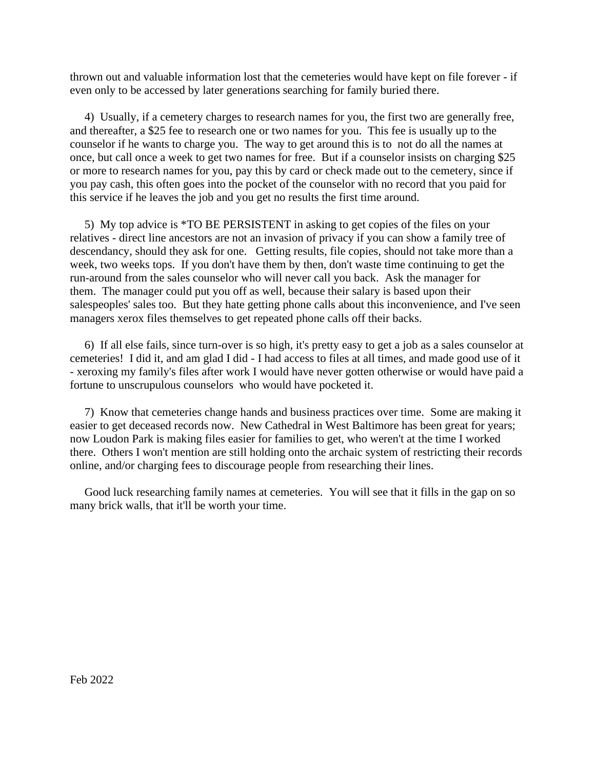thrown out and valuable information lost that the cemeteries would have kept on file forever - if even only to be accessed by later generations searching for family buried there.

4) Usually, if a cemetery charges to research names for you, the first two are generally free, and thereafter, a $25 fee to research one or two names for you. This fee is usually up to the counselor if he wants to charge you. The way to get around this is to not do all the names at once, but call once a week to get two names for free. But if a counselor insists on charging $25 or more to research names for you, pay this by card or check made out to the cemetery, since if you pay cash, this often goes into the pocket of the counselor with no record that you paid for this service if he leaves the job and you get no results the first time around.

5) My top advice is *TO BE PERSISTENT in asking to get copies of the files on your relatives - direct line ancestors are not an invasion of privacy if you can show a family tree of descendancy, should they ask for one. Getting results, file copies, should not take more than a week, two weeks tops. If you don't have them by then, don't waste time continuing to get the run-around from the sales counselor who will never call you back. Ask the manager for them. The manager could put you off as well, because their salary is based upon their salespeoples' sales too. But they hate getting phone calls about this inconvenience, and I've seen managers xerox files themselves to get repeated phone calls off their backs.

6) If all else fails, since turn-over is so high, it's pretty easy to get a job as a sales counselor at cemeteries! I did it, and am glad I did - I had access to files at all times, and made good use of it - xeroxing my family's files after work I would have never gotten otherwise or would have paid a fortune to unscrupulous counselors who would have pocketed it.

7) Know that cemeteries change hands and business practices over time. Some are making it easier to get deceased records now. New Cathedral in West Baltimore has been great for years; now Loudon Park is making files easier for families to get, who weren't at the time I worked there. Others I won't mention are still holding onto the archaic system of restricting their records online, and/or charging fees to discourage people from researching their lines.

Good luck researching family names at cemeteries. You will see that it fills in the gap on so many brick walls, that it'll be worth your time.

Feb 2022